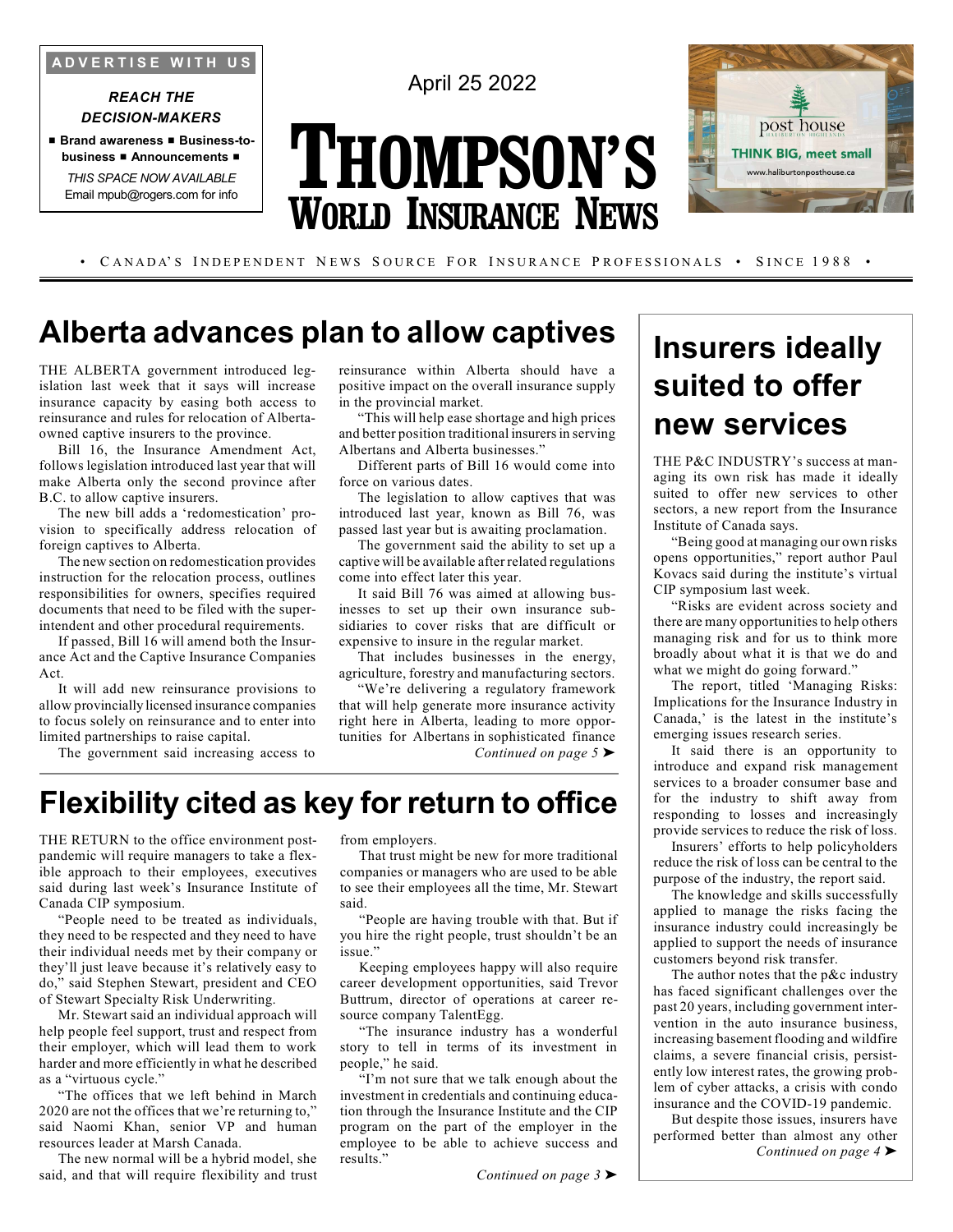ADVERTISE WITH US

*REACH THE DECISION-MAKERS*

■ Brand awareness ■ Business-to-business ■ Announcements ■

*THIS SPACE NOW AVAILABLE*
Email mpub@rogers.com for info

April 25 2022

# THOMPSON'S WORLD INSURANCE NEWS

post house HALIBURTON HIGHLANDS
THINK BIG, meet small
www.haliburtonposthouse.ca

• CANADA'S INDEPENDENT NEWS SOURCE FOR INSURANCE PROFESSIONALS • SINCE 1988 •

## Alberta advances plan to allow captives

THE ALBERTA government introduced legislation last week that it says will increase insurance capacity by easing both access to reinsurance and rules for relocation of Alberta-owned captive insurers to the province.

Bill 16, the Insurance Amendment Act, follows legislation introduced last year that will make Alberta only the second province after B.C. to allow captive insurers.

The new bill adds a 'redomestication' provision to specifically address relocation of foreign captives to Alberta.

The new section on redomestication provides instruction for the relocation process, outlines responsibilities for owners, specifies required documents that need to be filed with the superintendent and other procedural requirements.

If passed, Bill 16 will amend both the Insurance Act and the Captive Insurance Companies Act.

It will add new reinsurance provisions to allow provincially licensed insurance companies to focus solely on reinsurance and to enter into limited partnerships to raise capital.

The government said increasing access to reinsurance within Alberta should have a positive impact on the overall insurance supply in the provincial market.

"This will help ease shortage and high prices and better position traditional insurers in serving Albertans and Alberta businesses."

Different parts of Bill 16 would come into force on various dates.

The legislation to allow captives that was introduced last year, known as Bill 76, was passed last year but is awaiting proclamation.

The government said the ability to set up a captive will be available after related regulations come into effect later this year.

It said Bill 76 was aimed at allowing businesses to set up their own insurance subsidiaries to cover risks that are difficult or expensive to insure in the regular market.

That includes businesses in the energy, agriculture, forestry and manufacturing sectors.

"We're delivering a regulatory framework that will help generate more insurance activity right here in Alberta, leading to more opportunities for Albertans in sophisticated finance

*Continued on page 5 ➤*

## Flexibility cited as key for return to office

THE RETURN to the office environment post-pandemic will require managers to take a flexible approach to their employees, executives said during last week's Insurance Institute of Canada CIP symposium.

"People need to be treated as individuals, they need to be respected and they need to have their individual needs met by their company or they'll just leave because it's relatively easy to do," said Stephen Stewart, president and CEO of Stewart Specialty Risk Underwriting.

Mr. Stewart said an individual approach will help people feel support, trust and respect from their employer, which will lead them to work harder and more efficiently in what he described as a "virtuous cycle."

"The offices that we left behind in March 2020 are not the offices that we're returning to," said Naomi Khan, senior VP and human resources leader at Marsh Canada.

The new normal will be a hybrid model, she said, and that will require flexibility and trust from employers.

That trust might be new for more traditional companies or managers who are used to be able to see their employees all the time, Mr. Stewart said.

"People are having trouble with that. But if you hire the right people, trust shouldn't be an issue."

Keeping employees happy will also require career development opportunities, said Trevor Buttrum, director of operations at career resource company TalentEgg.

"The insurance industry has a wonderful story to tell in terms of its investment in people," he said.

"I'm not sure that we talk enough about the investment in credentials and continuing education through the Insurance Institute and the CIP program on the part of the employer in the employee to be able to achieve success and results."

*Continued on page 3 ➤*

## Insurers ideally suited to offer new services

THE P&C INDUSTRY's success at managing its own risk has made it ideally suited to offer new services to other sectors, a new report from the Insurance Institute of Canada says.

"Being good at managing our own risks opens opportunities," report author Paul Kovacs said during the institute's virtual CIP symposium last week.

"Risks are evident across society and there are many opportunities to help others managing risk and for us to think more broadly about what it is that we do and what we might do going forward."

The report, titled 'Managing Risks: Implications for the Insurance Industry in Canada,' is the latest in the institute's emerging issues research series.

It said there is an opportunity to introduce and expand risk management services to a broader consumer base and for the industry to shift away from responding to losses and increasingly provide services to reduce the risk of loss.

Insurers' efforts to help policyholders reduce the risk of loss can be central to the purpose of the industry, the report said.

The knowledge and skills successfully applied to manage the risks facing the insurance industry could increasingly be applied to support the needs of insurance customers beyond risk transfer.

The author notes that the p&c industry has faced significant challenges over the past 20 years, including government intervention in the auto insurance business, increasing basement flooding and wildfire claims, a severe financial crisis, persistently low interest rates, the growing problem of cyber attacks, a crisis with condo insurance and the COVID-19 pandemic.

But despite those issues, insurers have performed better than almost any other

*Continued on page 4 ➤*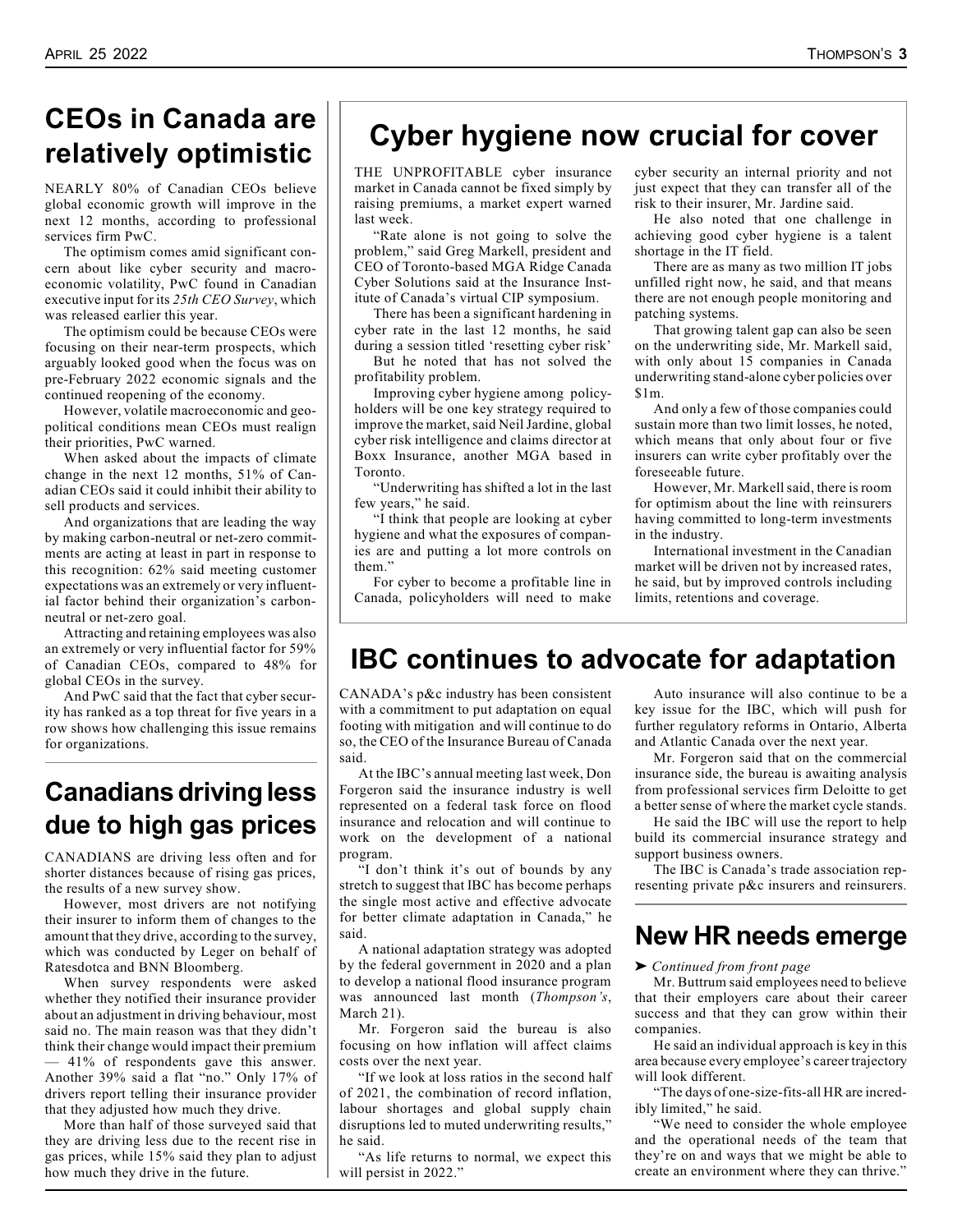## CEOs in Canada are relatively optimistic

NEARLY 80% of Canadian CEOs believe global economic growth will improve in the next 12 months, according to professional services firm PwC.

The optimism comes amid significant concern about like cyber security and macroeconomic volatility, PwC found in Canadian executive input for its *25th CEO Survey*, which was released earlier this year.

The optimism could be because CEOs were focusing on their near-term prospects, which arguably looked good when the focus was on pre-February 2022 economic signals and the continued reopening of the economy.

However, volatile macroeconomic and geopolitical conditions mean CEOs must realign their priorities, PwC warned.

When asked about the impacts of climate change in the next 12 months, 51% of Canadian CEOs said it could inhibit their ability to sell products and services.

And organizations that are leading the way by making carbon-neutral or net-zero commitments are acting at least in part in response to this recognition: 62% said meeting customer expectations was an extremely or very influential factor behind their organization's carbon-neutral or net-zero goal.

Attracting and retaining employees was also an extremely or very influential factor for 59% of Canadian CEOs, compared to 48% for global CEOs in the survey.

And PwC said that the fact that cyber security has ranked as a top threat for five years in a row shows how challenging this issue remains for organizations.

## Canadians driving less due to high gas prices

CANADIANS are driving less often and for shorter distances because of rising gas prices, the results of a new survey show.

However, most drivers are not notifying their insurer to inform them of changes to the amount that they drive, according to the survey, which was conducted by Leger on behalf of Ratesdotca and BNN Bloomberg.

When survey respondents were asked whether they notified their insurance provider about an adjustment in driving behaviour, most said no. The main reason was that they didn't think their change would impact their premium — 41% of respondents gave this answer. Another 39% said a flat "no." Only 17% of drivers report telling their insurance provider that they adjusted how much they drive.

More than half of those surveyed said that they are driving less due to the recent rise in gas prices, while 15% said they plan to adjust how much they drive in the future.

## Cyber hygiene now crucial for cover

THE UNPROFITABLE cyber insurance market in Canada cannot be fixed simply by raising premiums, a market expert warned last week.

"Rate alone is not going to solve the problem," said Greg Markell, president and CEO of Toronto-based MGA Ridge Canada Cyber Solutions said at the Insurance Institute of Canada's virtual CIP symposium.

There has been a significant hardening in cyber rate in the last 12 months, he said during a session titled 'resetting cyber risk'

But he noted that has not solved the profitability problem.

Improving cyber hygiene among policyholders will be one key strategy required to improve the market, said Neil Jardine, global cyber risk intelligence and claims director at Boxx Insurance, another MGA based in Toronto.

"Underwriting has shifted a lot in the last few years," he said.

"I think that people are looking at cyber hygiene and what the exposures of companies are and putting a lot more controls on them."

For cyber to become a profitable line in Canada, policyholders will need to make cyber security an internal priority and not just expect that they can transfer all of the risk to their insurer, Mr. Jardine said.

He also noted that one challenge in achieving good cyber hygiene is a talent shortage in the IT field.

There are as many as two million IT jobs unfilled right now, he said, and that means there are not enough people monitoring and patching systems.

That growing talent gap can also be seen on the underwriting side, Mr. Markell said, with only about 15 companies in Canada underwriting stand-alone cyber policies over $1m.

And only a few of those companies could sustain more than two limit losses, he noted, which means that only about four or five insurers can write cyber profitably over the foreseeable future.

However, Mr. Markell said, there is room for optimism about the line with reinsurers having committed to long-term investments in the industry.

International investment in the Canadian market will be driven not by increased rates, he said, but by improved controls including limits, retentions and coverage.

## IBC continues to advocate for adaptation

CANADA's p&c industry has been consistent with a commitment to put adaptation on equal footing with mitigation and will continue to do so, the CEO of the Insurance Bureau of Canada said.

At the IBC's annual meeting last week, Don Forgeron said the insurance industry is well represented on a federal task force on flood insurance and relocation and will continue to work on the development of a national program.

"I don't think it's out of bounds by any stretch to suggest that IBC has become perhaps the single most active and effective advocate for better climate adaptation in Canada," he said.

A national adaptation strategy was adopted by the federal government in 2020 and a plan to develop a national flood insurance program was announced last month (*Thompson's*, March 21).

Mr. Forgeron said the bureau is also focusing on how inflation will affect claims costs over the next year.

"If we look at loss ratios in the second half of 2021, the combination of record inflation, labour shortages and global supply chain disruptions led to muted underwriting results," he said.

"As life returns to normal, we expect this will persist in 2022."

Auto insurance will also continue to be a key issue for the IBC, which will push for further regulatory reforms in Ontario, Alberta and Atlantic Canada over the next year.

Mr. Forgeron said that on the commercial insurance side, the bureau is awaiting analysis from professional services firm Deloitte to get a better sense of where the market cycle stands.

He said the IBC will use the report to help build its commercial insurance strategy and support business owners.

The IBC is Canada's trade association representing private p&c insurers and reinsurers.

## New HR needs emerge

➤ *Continued from front page*

Mr. Buttrum said employees need to believe that their employers care about their career success and that they can grow within their companies.

He said an individual approach is key in this area because every employee's career trajectory will look different.

"The days of one-size-fits-all HR are incredibly limited," he said.

"We need to consider the whole employee and the operational needs of the team that they're on and ways that we might be able to create an environment where they can thrive."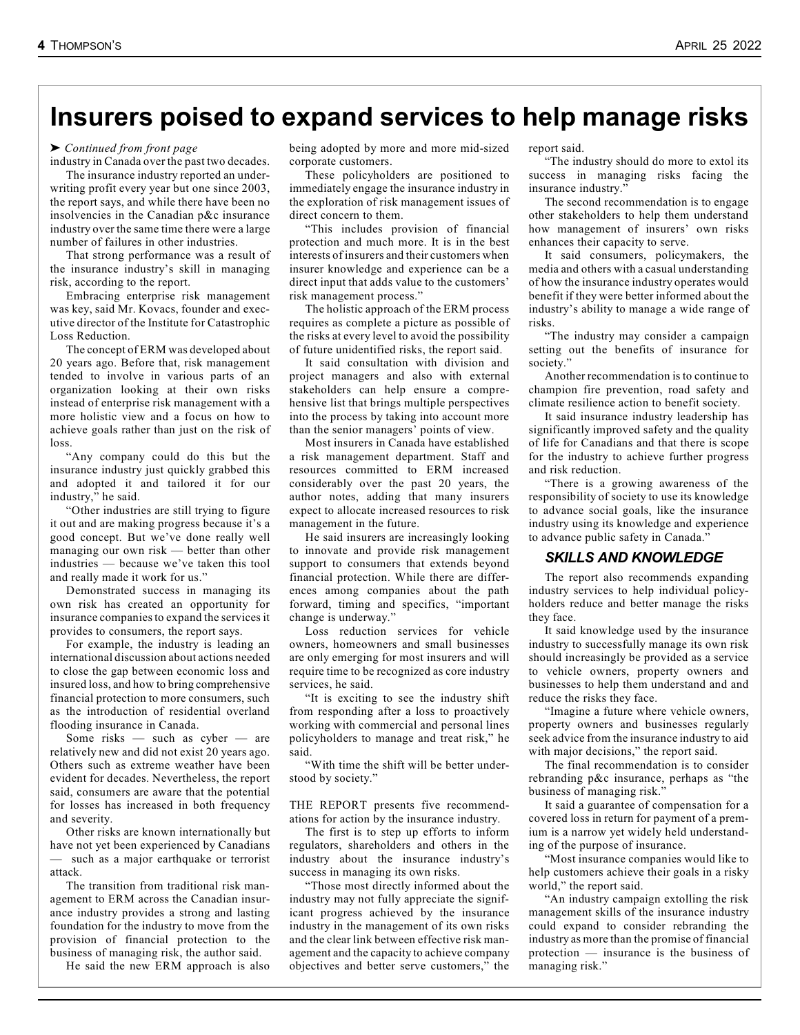# Insurers poised to expand services to help manage risks

➤ *Continued from front page*

industry in Canada over the past two decades.

The insurance industry reported an underwriting profit every year but one since 2003, the report says, and while there have been no insolvencies in the Canadian p&c insurance industry over the same time there were a large number of failures in other industries.

That strong performance was a result of the insurance industry's skill in managing risk, according to the report.

Embracing enterprise risk management was key, said Mr. Kovacs, founder and executive director of the Institute for Catastrophic Loss Reduction.

The concept of ERM was developed about 20 years ago. Before that, risk management tended to involve in various parts of an organization looking at their own risks instead of enterprise risk management with a more holistic view and a focus on how to achieve goals rather than just on the risk of loss.

"Any company could do this but the insurance industry just quickly grabbed this and adopted it and tailored it for our industry," he said.

"Other industries are still trying to figure it out and are making progress because it's a good concept. But we've done really well managing our own risk — better than other industries — because we've taken this tool and really made it work for us."

Demonstrated success in managing its own risk has created an opportunity for insurance companies to expand the services it provides to consumers, the report says.

For example, the industry is leading an international discussion about actions needed to close the gap between economic loss and insured loss, and how to bring comprehensive financial protection to more consumers, such as the introduction of residential overland flooding insurance in Canada.

Some risks — such as cyber — are relatively new and did not exist 20 years ago. Others such as extreme weather have been evident for decades. Nevertheless, the report said, consumers are aware that the potential for losses has increased in both frequency and severity.

Other risks are known internationally but have not yet been experienced by Canadians — such as a major earthquake or terrorist attack.

The transition from traditional risk management to ERM across the Canadian insurance industry provides a strong and lasting foundation for the industry to move from the provision of financial protection to the business of managing risk, the author said.

He said the new ERM approach is also being adopted by more and more mid-sized corporate customers.

These policyholders are positioned to immediately engage the insurance industry in the exploration of risk management issues of direct concern to them.

"This includes provision of financial protection and much more. It is in the best interests of insurers and their customers when insurer knowledge and experience can be a direct input that adds value to the customers' risk management process."

The holistic approach of the ERM process requires as complete a picture as possible of the risks at every level to avoid the possibility of future unidentified risks, the report said.

It said consultation with division and project managers and also with external stakeholders can help ensure a comprehensive list that brings multiple perspectives into the process by taking into account more than the senior managers' points of view.

Most insurers in Canada have established a risk management department. Staff and resources committed to ERM increased considerably over the past 20 years, the author notes, adding that many insurers expect to allocate increased resources to risk management in the future.

He said insurers are increasingly looking to innovate and provide risk management support to consumers that extends beyond financial protection. While there are differences among companies about the path forward, timing and specifics, "important change is underway."

Loss reduction services for vehicle owners, homeowners and small businesses are only emerging for most insurers and will require time to be recognized as core industry services, he said.

"It is exciting to see the industry shift from responding after a loss to proactively working with commercial and personal lines policyholders to manage and treat risk," he said.

"With time the shift will be better understood by society."

THE REPORT presents five recommendations for action by the insurance industry.

The first is to step up efforts to inform regulators, shareholders and others in the industry about the insurance industry's success in managing its own risks.

"Those most directly informed about the industry may not fully appreciate the significant progress achieved by the insurance industry in the management of its own risks and the clear link between effective risk management and the capacity to achieve company objectives and better serve customers," the report said.

"The industry should do more to extol its success in managing risks facing the insurance industry."

The second recommendation is to engage other stakeholders to help them understand how management of insurers' own risks enhances their capacity to serve.

It said consumers, policymakers, the media and others with a casual understanding of how the insurance industry operates would benefit if they were better informed about the industry's ability to manage a wide range of risks.

"The industry may consider a campaign setting out the benefits of insurance for society."

Another recommendation is to continue to champion fire prevention, road safety and climate resilience action to benefit society.

It said insurance industry leadership has significantly improved safety and the quality of life for Canadians and that there is scope for the industry to achieve further progress and risk reduction.

"There is a growing awareness of the responsibility of society to use its knowledge to advance social goals, like the insurance industry using its knowledge and experience to advance public safety in Canada."

### SKILLS AND KNOWLEDGE

The report also recommends expanding industry services to help individual policyholders reduce and better manage the risks they face.

It said knowledge used by the insurance industry to successfully manage its own risk should increasingly be provided as a service to vehicle owners, property owners and businesses to help them understand and and reduce the risks they face.

"Imagine a future where vehicle owners, property owners and businesses regularly seek advice from the insurance industry to aid with major decisions," the report said.

The final recommendation is to consider rebranding p&c insurance, perhaps as "the business of managing risk."

It said a guarantee of compensation for a covered loss in return for payment of a premium is a narrow yet widely held understanding of the purpose of insurance.

"Most insurance companies would like to help customers achieve their goals in a risky world," the report said.

"An industry campaign extolling the risk management skills of the insurance industry could expand to consider rebranding the industry as more than the promise of financial protection — insurance is the business of managing risk."